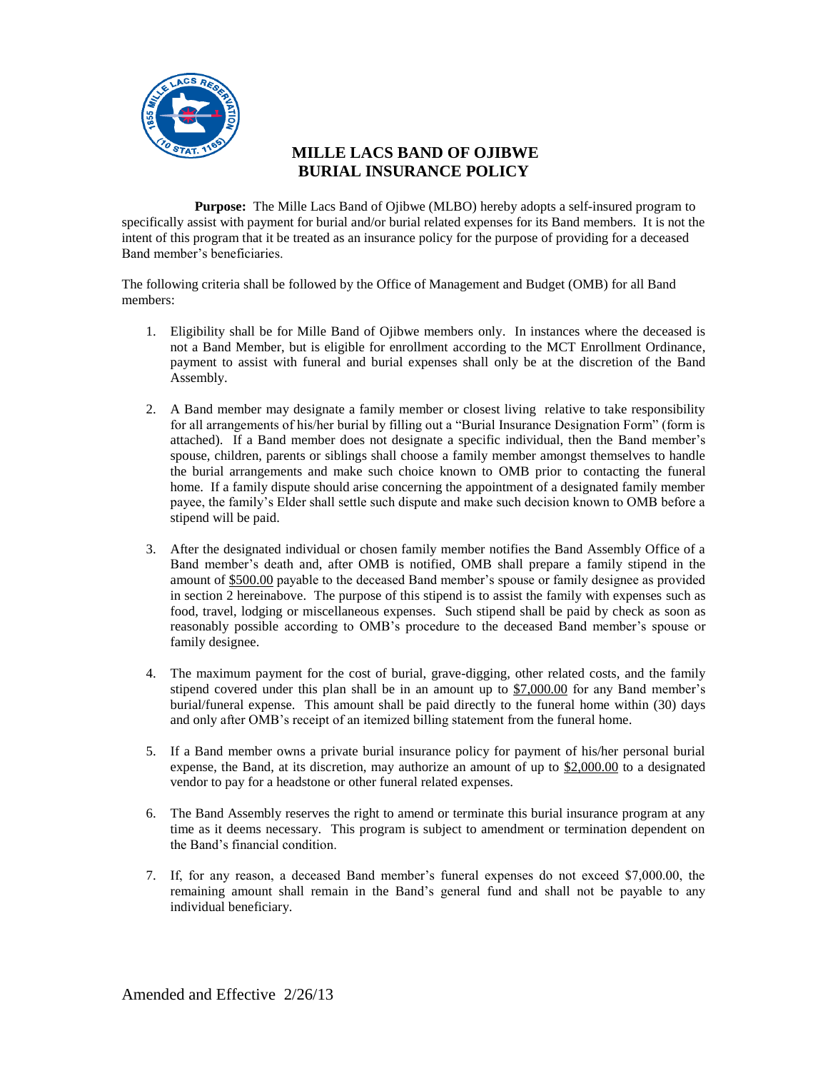# MILLE LACS BAND OF OJIBWE
# BURIAL INSURANCE POLICY

**Purpose:** The Mille Lacs Band of Ojibwe (MLBO) hereby adopts a self-insured program to specifically assist with payment for burial and/or burial related expenses for its Band members. It is not the intent of this program that it be treated as an insurance policy for the purpose of providing for a deceased Band member's beneficiaries.

The following criteria shall be followed by the Office of Management and Budget (OMB) for all Band members:

1. Eligibility shall be for Mille Band of Ojibwe members only. In instances where the deceased is not a Band Member, but is eligible for enrollment according to the MCT Enrollment Ordinance, payment to assist with funeral and burial expenses shall only be at the discretion of the Band Assembly.

2. A Band member may designate a family member or closest living relative to take responsibility for all arrangements of his/her burial by filling out a "Burial Insurance Designation Form" (form is attached). If a Band member does not designate a specific individual, then the Band member's spouse, children, parents or siblings shall choose a family member amongst themselves to handle the burial arrangements and make such choice known to OMB prior to contacting the funeral home. If a family dispute should arise concerning the appointment of a designated family member payee, the family's Elder shall settle such dispute and make such decision known to OMB before a stipend will be paid.

3. After the designated individual or chosen family member notifies the Band Assembly Office of a Band member's death and, after OMB is notified, OMB shall prepare a family stipend in the amount of <u>$500.00</u> payable to the deceased Band member's spouse or family designee as provided in section 2 hereinabove. The purpose of this stipend is to assist the family with expenses such as food, travel, lodging or miscellaneous expenses. Such stipend shall be paid by check as soon as reasonably possible according to OMB's procedure to the deceased Band member's spouse or family designee.

4. The maximum payment for the cost of burial, grave-digging, other related costs, and the family stipend covered under this plan shall be in an amount up to <u>$7,000.00</u> for any Band member's burial/funeral expense. This amount shall be paid directly to the funeral home within (30) days and only after OMB's receipt of an itemized billing statement from the funeral home.

5. If a Band member owns a private burial insurance policy for payment of his/her personal burial expense, the Band, at its discretion, may authorize an amount of up to <u>$2,000.00</u> to a designated vendor to pay for a headstone or other funeral related expenses.

6. The Band Assembly reserves the right to amend or terminate this burial insurance program at any time as it deems necessary. This program is subject to amendment or termination dependent on the Band's financial condition.

7. If, for any reason, a deceased Band member's funeral expenses do not exceed $7,000.00, the remaining amount shall remain in the Band's general fund and shall not be payable to any individual beneficiary.

Amended and Effective 2/26/13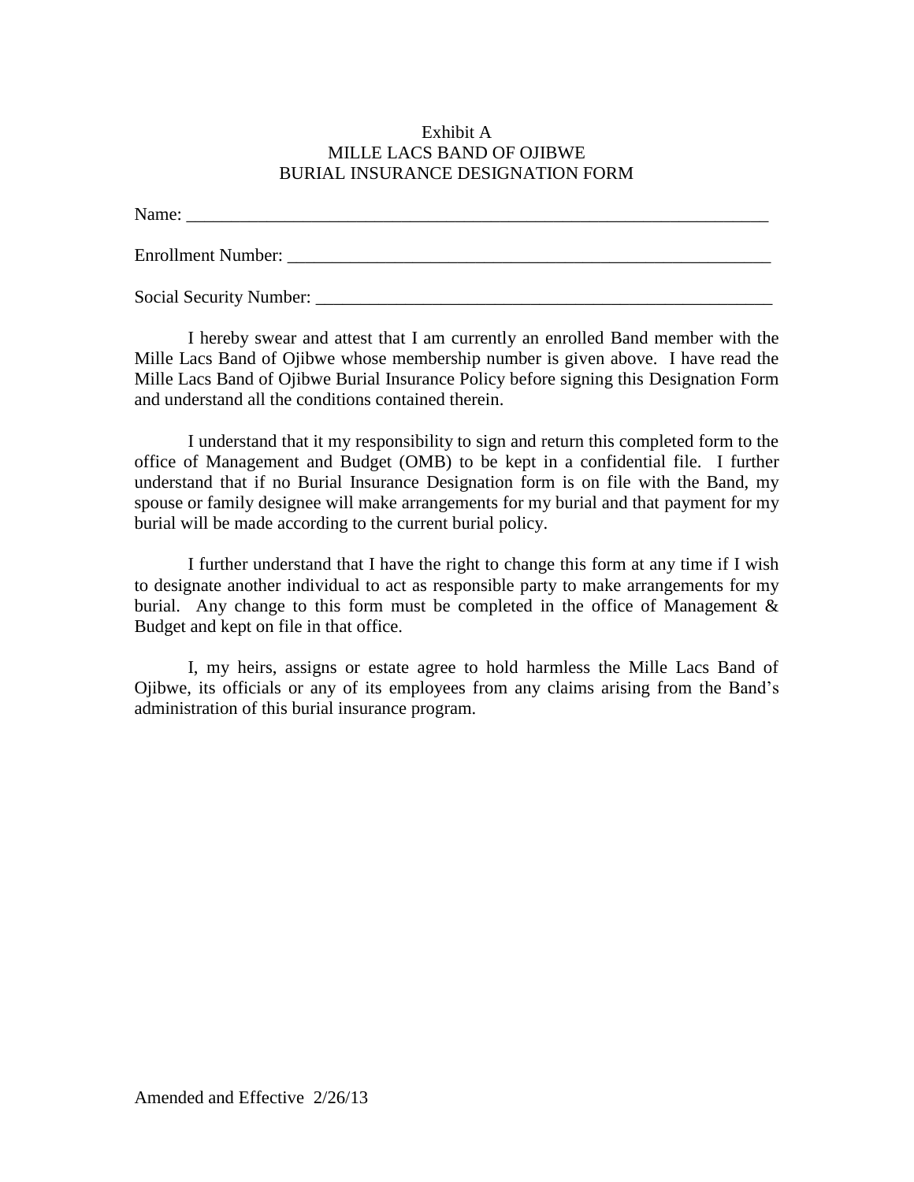Exhibit A
MILLE LACS BAND OF OJIBWE
BURIAL INSURANCE DESIGNATION FORM

Name: ______________________________________________________________________

Enrollment Number: ______________________________________________________________

Social Security Number: ___________________________________________________________

I hereby swear and attest that I am currently an enrolled Band member with the Mille Lacs Band of Ojibwe whose membership number is given above. I have read the Mille Lacs Band of Ojibwe Burial Insurance Policy before signing this Designation Form and understand all the conditions contained therein.

I understand that it my responsibility to sign and return this completed form to the office of Management and Budget (OMB) to be kept in a confidential file. I further understand that if no Burial Insurance Designation form is on file with the Band, my spouse or family designee will make arrangements for my burial and that payment for my burial will be made according to the current burial policy.

I further understand that I have the right to change this form at any time if I wish to designate another individual to act as responsible party to make arrangements for my burial. Any change to this form must be completed in the office of Management & Budget and kept on file in that office.

I, my heirs, assigns or estate agree to hold harmless the Mille Lacs Band of Ojibwe, its officials or any of its employees from any claims arising from the Band's administration of this burial insurance program.

Amended and Effective 2/26/13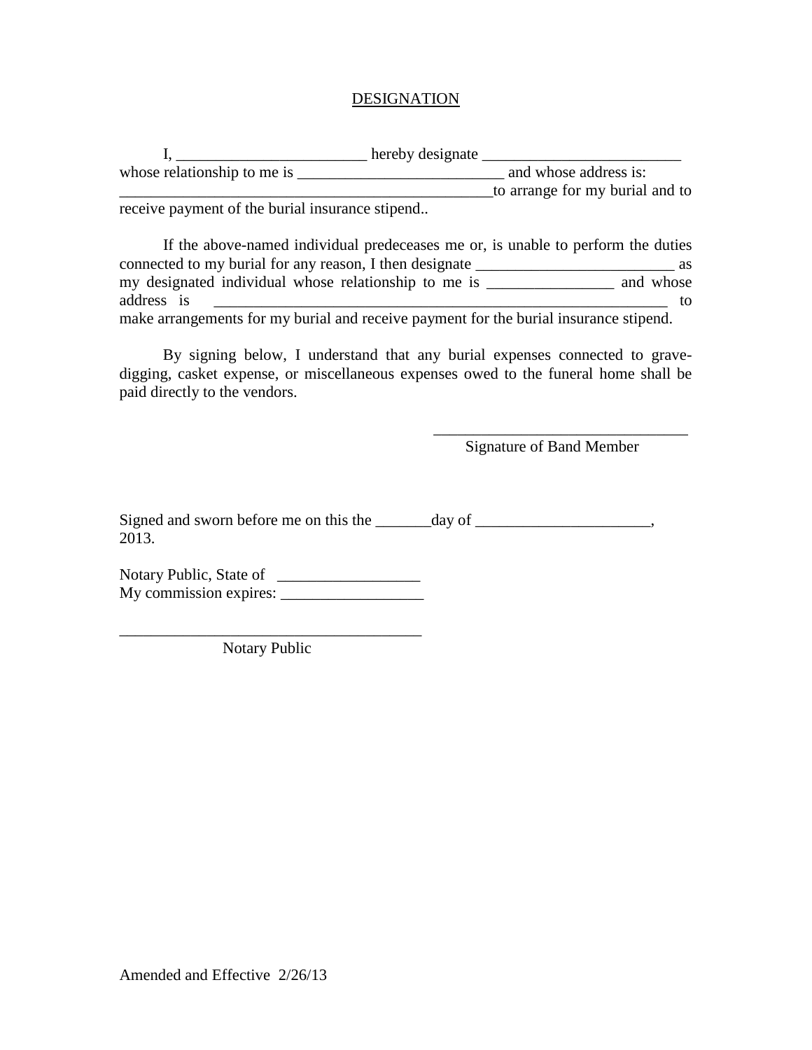## DESIGNATION

I, ________________________ hereby designate _________________________ whose relationship to me is __________________________ and whose address is: _________________________________________________to arrange for my burial and to receive payment of the burial insurance stipend..

If the above-named individual predeceases me or, is unable to perform the duties connected to my burial for any reason, I then designate _________________________ as my designated individual whose relationship to me is ________________ and whose address is ___________________________________________________________ to make arrangements for my burial and receive payment for the burial insurance stipend.

By signing below, I understand that any burial expenses connected to grave-digging, casket expense, or miscellaneous expenses owed to the funeral home shall be paid directly to the vendors.

_________________________________
Signature of Band Member

Signed and sworn before me on this the _______day of ______________________, 2013.

Notary Public, State of __________________
My commission expires: __________________

_______________________________________
Notary Public

Amended and Effective 2/26/13